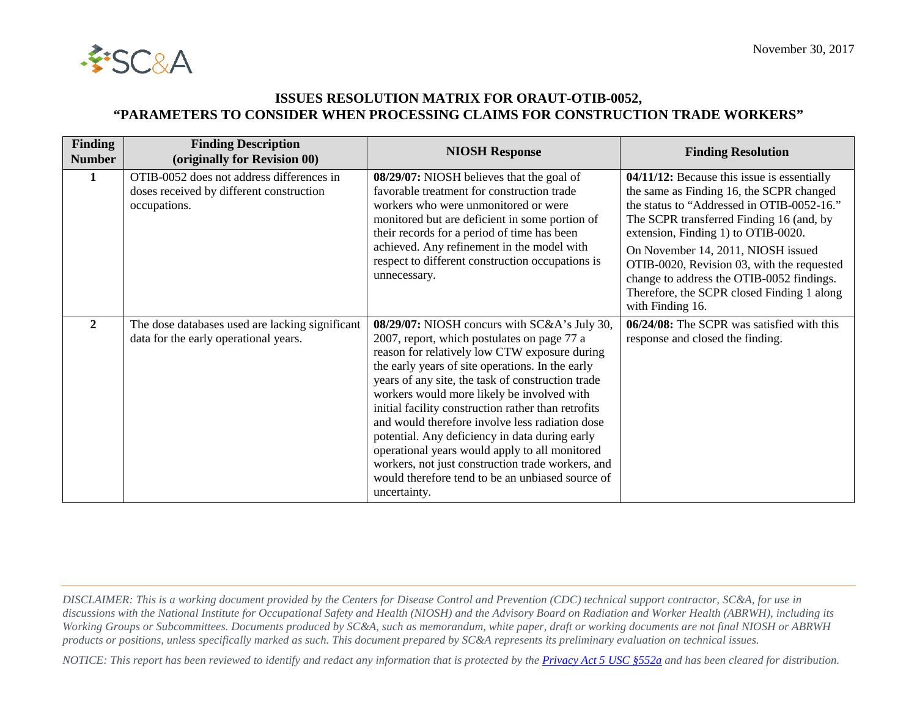November 30, 2017

# ISSUES RESOLUTION MATRIX FOR ORAUT-OTIB-0052, "PARAMETERS TO CONSIDER WHEN PROCESSING CLAIMS FOR CONSTRUCTION TRADE WORKERS"

| Finding Number | Finding Description (originally for Revision 00) | NIOSH Response | Finding Resolution |
|---|---|---|---|
| 1 | OTIB-0052 does not address differences in doses received by different construction occupations. | **08/29/07:** NIOSH believes that the goal of favorable treatment for construction trade workers who were unmonitored or were monitored but are deficient in some portion of their records for a period of time has been achieved. Any refinement in the model with respect to different construction occupations is unnecessary. | **04/11/12:** Because this issue is essentially the same as Finding 16, the SCPR changed the status to "Addressed in OTIB-0052-16." The SCPR transferred Finding 16 (and, by extension, Finding 1) to OTIB-0020. On November 14, 2011, NIOSH issued OTIB-0020, Revision 03, with the requested change to address the OTIB-0052 findings. Therefore, the SCPR closed Finding 1 along with Finding 16. |
| 2 | The dose databases used are lacking significant data for the early operational years. | **08/29/07:** NIOSH concurs with SC&A's July 30, 2007, report, which postulates on page 77 a reason for relatively low CTW exposure during the early years of site operations. In the early years of any site, the task of construction trade workers would more likely be involved with initial facility construction rather than retrofits and would therefore involve less radiation dose potential. Any deficiency in data during early operational years would apply to all monitored workers, not just construction trade workers, and would therefore tend to be an unbiased source of uncertainty. | **06/24/08:** The SCPR was satisfied with this response and closed the finding. |

*DISCLAIMER: This is a working document provided by the Centers for Disease Control and Prevention (CDC) technical support contractor, SC&A, for use in discussions with the National Institute for Occupational Safety and Health (NIOSH) and the Advisory Board on Radiation and Worker Health (ABRWH), including its Working Groups or Subcommittees. Documents produced by SC&A, such as memorandum, white paper, draft or working documents are not final NIOSH or ABRWH products or positions, unless specifically marked as such. This document prepared by SC&A represents its preliminary evaluation on technical issues.*

*NOTICE: This report has been reviewed to identify and redact any information that is protected by the [Privacy Act 5 USC §552a] and has been cleared for distribution.*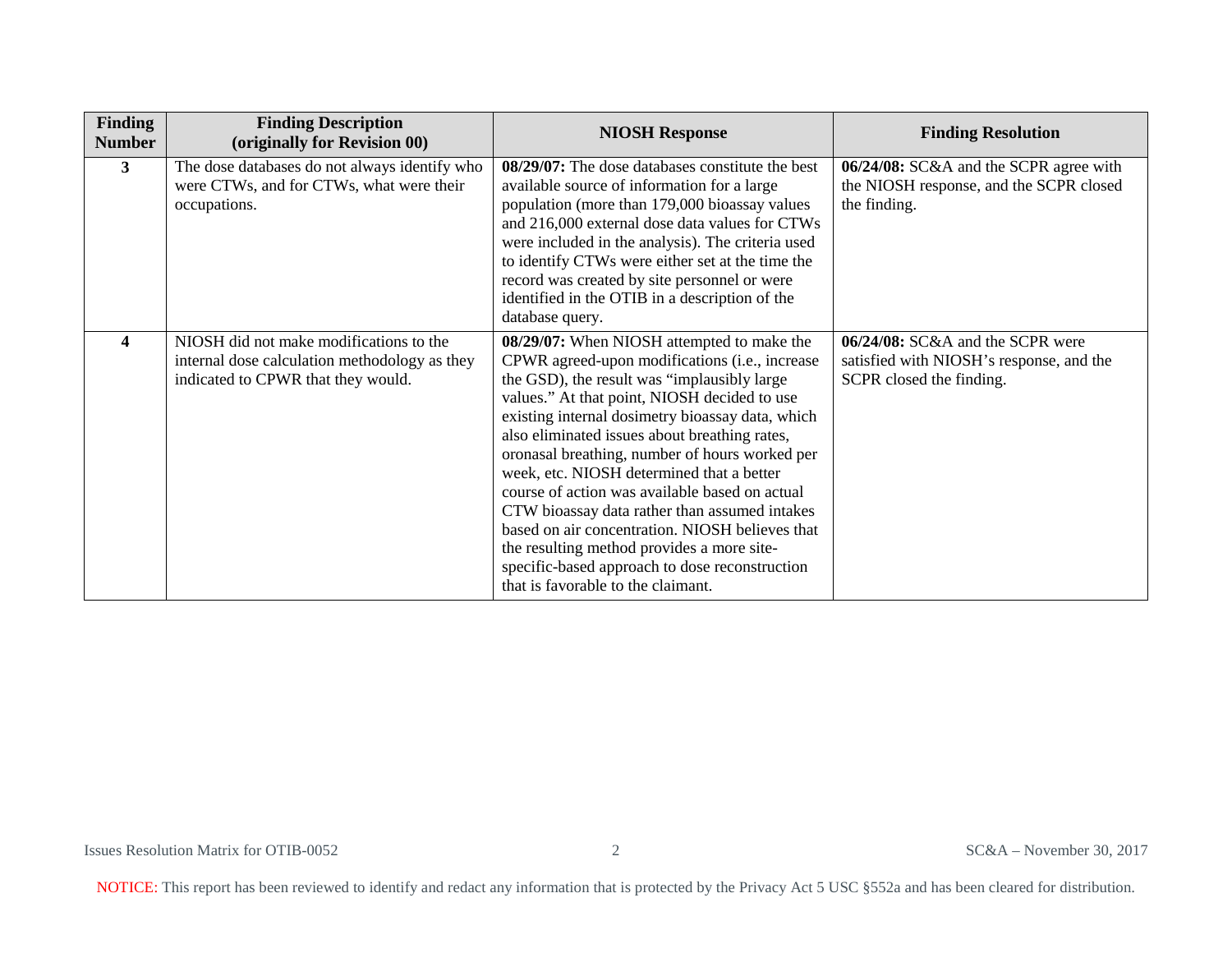| Finding Number | Finding Description (originally for Revision 00) | NIOSH Response | Finding Resolution |
|---|---|---|---|
| 3 | The dose databases do not always identify who were CTWs, and for CTWs, what were their occupations. | **08/29/07:** The dose databases constitute the best available source of information for a large population (more than 179,000 bioassay values and 216,000 external dose data values for CTWs were included in the analysis). The criteria used to identify CTWs were either set at the time the record was created by site personnel or were identified in the OTIB in a description of the database query. | **06/24/08:** SC&A and the SCPR agree with the NIOSH response, and the SCPR closed the finding. |
| 4 | NIOSH did not make modifications to the internal dose calculation methodology as they indicated to CPWR that they would. | **08/29/07:** When NIOSH attempted to make the CPWR agreed-upon modifications (i.e., increase the GSD), the result was "implausibly large values." At that point, NIOSH decided to use existing internal dosimetry bioassay data, which also eliminated issues about breathing rates, oronasal breathing, number of hours worked per week, etc. NIOSH determined that a better course of action was available based on actual CTW bioassay data rather than assumed intakes based on air concentration. NIOSH believes that the resulting method provides a more site-specific-based approach to dose reconstruction that is favorable to the claimant. | **06/24/08:** SC&A and the SCPR were satisfied with NIOSH's response, and the SCPR closed the finding. |

NOTICE: This report has been reviewed to identify and redact any information that is protected by the Privacy Act 5 USC §552a and has been cleared for distribution.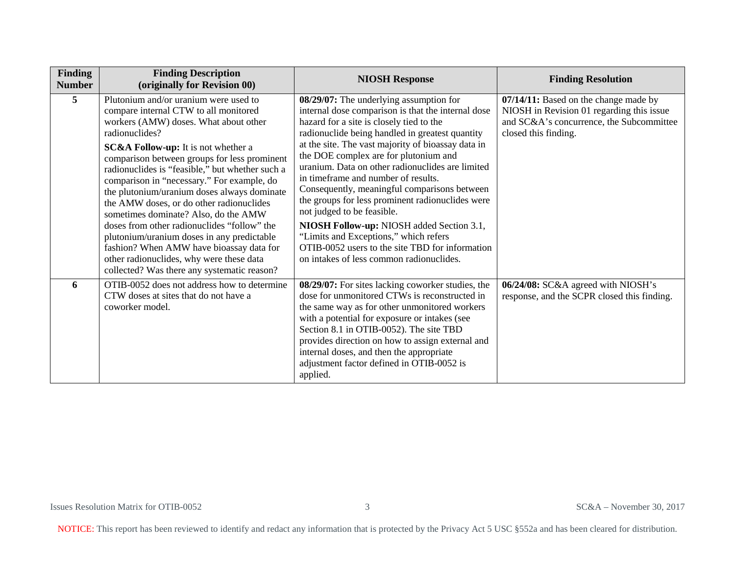| Finding Number | Finding Description (originally for Revision 00) | NIOSH Response | Finding Resolution |
|---|---|---|---|
| 5 | Plutonium and/or uranium were used to compare internal CTW to all monitored workers (AMW) doses. What about other radionuclides?<br><br>**SC&A Follow-up:** It is not whether a comparison between groups for less prominent radionuclides is "feasible," but whether such a comparison in "necessary." For example, do the plutonium/uranium doses always dominate the AMW doses, or do other radionuclides sometimes dominate? Also, do the AMW doses from other radionuclides "follow" the plutonium/uranium doses in any predictable fashion? When AMW have bioassay data for other radionuclides, why were these data collected? Was there any systematic reason? | **08/29/07:** The underlying assumption for internal dose comparison is that the internal dose hazard for a site is closely tied to the radionuclide being handled in greatest quantity at the site. The vast majority of bioassay data in the DOE complex are for plutonium and uranium. Data on other radionuclides are limited in timeframe and number of results. Consequently, meaningful comparisons between the groups for less prominent radionuclides were not judged to be feasible.<br><br>**NIOSH Follow-up:** NIOSH added Section 3.1, "Limits and Exceptions," which refers OTIB-0052 users to the site TBD for information on intakes of less common radionuclides. | **07/14/11:** Based on the change made by NIOSH in Revision 01 regarding this issue and SC&A's concurrence, the Subcommittee closed this finding. |
| 6 | OTIB-0052 does not address how to determine CTW doses at sites that do not have a coworker model. | **08/29/07:** For sites lacking coworker studies, the dose for unmonitored CTWs is reconstructed in the same way as for other unmonitored workers with a potential for exposure or intakes (see Section 8.1 in OTIB-0052). The site TBD provides direction on how to assign external and internal doses, and then the appropriate adjustment factor defined in OTIB-0052 is applied. | **06/24/08:** SC&A agreed with NIOSH's response, and the SCPR closed this finding. |

NOTICE: This report has been reviewed to identify and redact any information that is protected by the Privacy Act 5 USC §552a and has been cleared for distribution.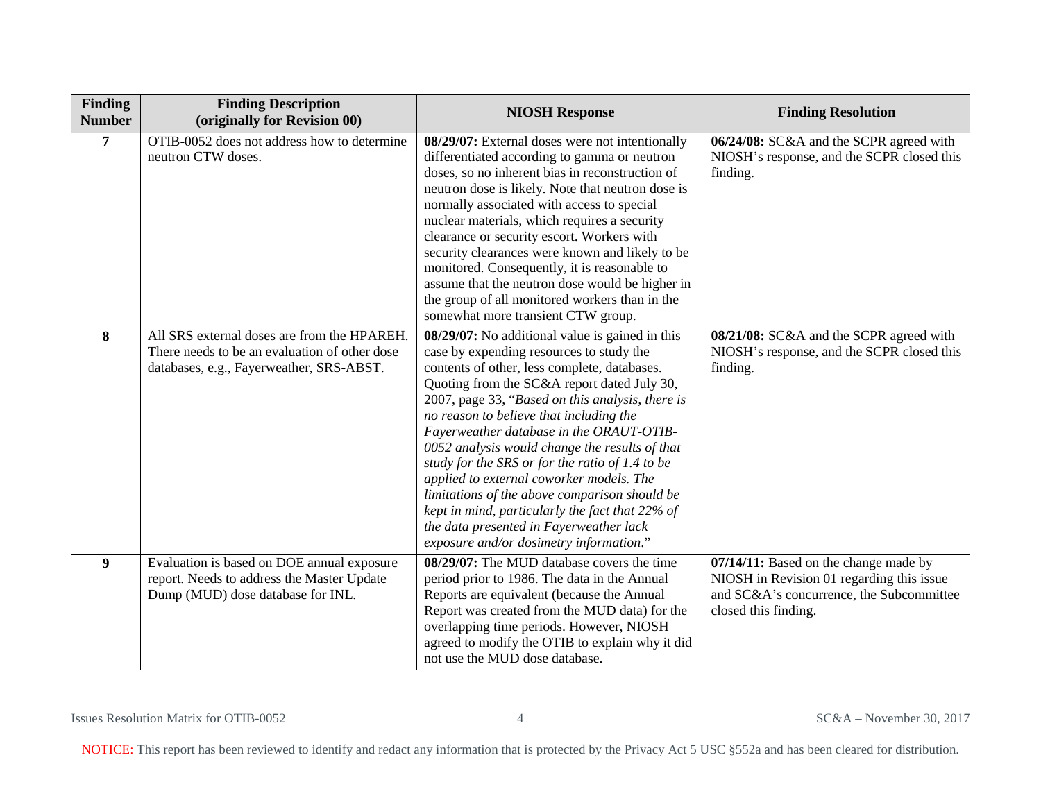| Finding Number | Finding Description (originally for Revision 00) | NIOSH Response | Finding Resolution |
|---|---|---|---|
| **7** | OTIB-0052 does not address how to determine neutron CTW doses. | **08/29/07:** External doses were not intentionally differentiated according to gamma or neutron doses, so no inherent bias in reconstruction of neutron dose is likely. Note that neutron dose is normally associated with access to special nuclear materials, which requires a security clearance or security escort. Workers with security clearances were known and likely to be monitored. Consequently, it is reasonable to assume that the neutron dose would be higher in the group of all monitored workers than in the somewhat more transient CTW group. | **06/24/08:** SC&A and the SCPR agreed with NIOSH's response, and the SCPR closed this finding. |
| **8** | All SRS external doses are from the HPAREH. There needs to be an evaluation of other dose databases, e.g., Fayerweather, SRS-ABST. | **08/29/07:** No additional value is gained in this case by expending resources to study the contents of other, less complete, databases. Quoting from the SC&A report dated July 30, 2007, page 33, "*Based on this analysis, there is no reason to believe that including the Fayerweather database in the ORAUT-OTIB-0052 analysis would change the results of that study for the SRS or for the ratio of 1.4 to be applied to external coworker models. The limitations of the above comparison should be kept in mind, particularly the fact that 22% of the data presented in Fayerweather lack exposure and/or dosimetry information*." | **08/21/08:** SC&A and the SCPR agreed with NIOSH's response, and the SCPR closed this finding. |
| **9** | Evaluation is based on DOE annual exposure report. Needs to address the Master Update Dump (MUD) dose database for INL. | **08/29/07:** The MUD database covers the time period prior to 1986. The data in the Annual Reports are equivalent (because the Annual Report was created from the MUD data) for the overlapping time periods. However, NIOSH agreed to modify the OTIB to explain why it did not use the MUD dose database. | **07/14/11:** Based on the change made by NIOSH in Revision 01 regarding this issue and SC&A's concurrence, the Subcommittee closed this finding. |

NOTICE: This report has been reviewed to identify and redact any information that is protected by the Privacy Act 5 USC §552a and has been cleared for distribution.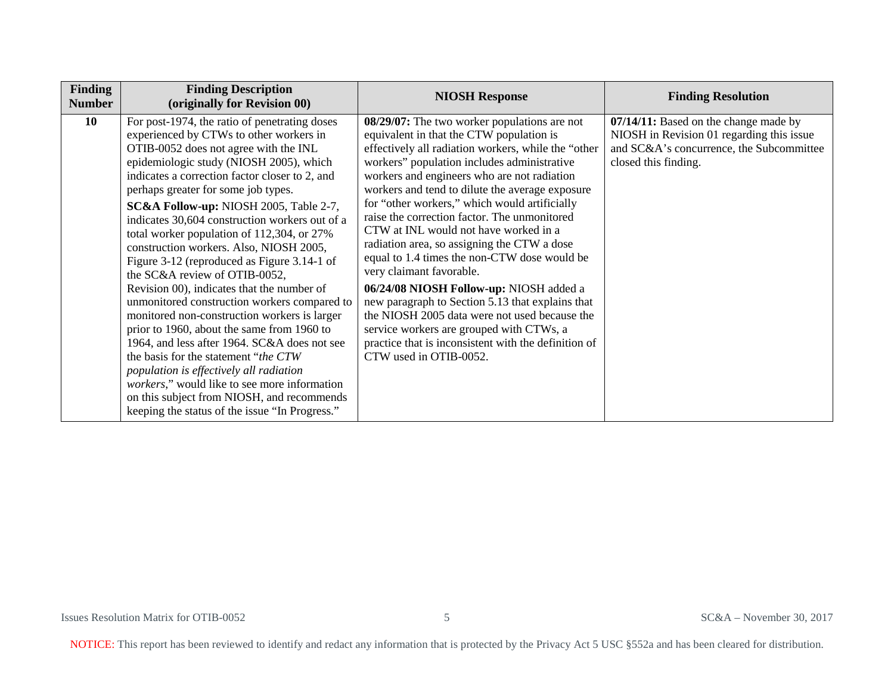| Finding Number | Finding Description (originally for Revision 00) | NIOSH Response | Finding Resolution |
|---|---|---|---|
| 10 | For post-1974, the ratio of penetrating doses experienced by CTWs to other workers in OTIB-0052 does not agree with the INL epidemiologic study (NIOSH 2005), which indicates a correction factor closer to 2, and perhaps greater for some job types.<br>**SC&A Follow-up:** NIOSH 2005, Table 2-7, indicates 30,604 construction workers out of a total worker population of 112,304, or 27% construction workers. Also, NIOSH 2005, Figure 3-12 (reproduced as Figure 3.14-1 of the SC&A review of OTIB-0052, Revision 00), indicates that the number of unmonitored construction workers compared to monitored non-construction workers is larger prior to 1960, about the same from 1960 to 1964, and less after 1964. SC&A does not see the basis for the statement "*the CTW population is effectively all radiation workers*," would like to see more information on this subject from NIOSH, and recommends keeping the status of the issue "In Progress." | **08/29/07:** The two worker populations are not equivalent in that the CTW population is effectively all radiation workers, while the "other workers" population includes administrative workers and engineers who are not radiation workers and tend to dilute the average exposure for "other workers," which would artificially raise the correction factor. The unmonitored CTW at INL would not have worked in a radiation area, so assigning the CTW a dose equal to 1.4 times the non-CTW dose would be very claimant favorable.<br>**06/24/08 NIOSH Follow-up:** NIOSH added a new paragraph to Section 5.13 that explains that the NIOSH 2005 data were not used because the service workers are grouped with CTWs, a practice that is inconsistent with the definition of CTW used in OTIB-0052. | **07/14/11:** Based on the change made by NIOSH in Revision 01 regarding this issue and SC&A's concurrence, the Subcommittee closed this finding. |

NOTICE: This report has been reviewed to identify and redact any information that is protected by the Privacy Act 5 USC §552a and has been cleared for distribution.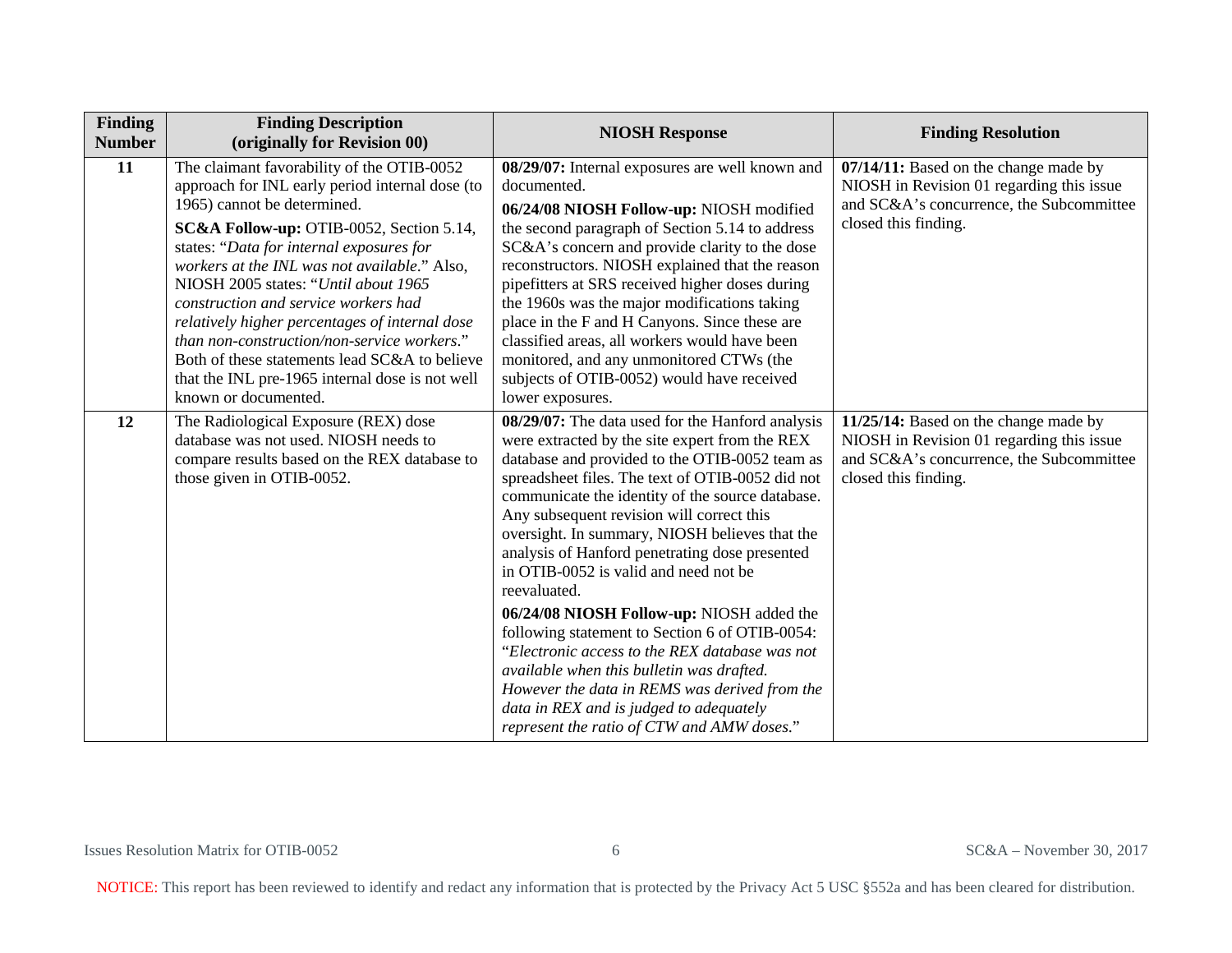| Finding Number | Finding Description (originally for Revision 00) | NIOSH Response | Finding Resolution |
|---|---|---|---|
| 11 | The claimant favorability of the OTIB-0052 approach for INL early period internal dose (to 1965) cannot be determined.<br><br>**SC&A Follow-up:** OTIB-0052, Section 5.14, states: "*Data for internal exposures for workers at the INL was not available*." Also, NIOSH 2005 states: "*Until about 1965 construction and service workers had relatively higher percentages of internal dose than non-construction/non-service workers*." Both of these statements lead SC&A to believe that the INL pre-1965 internal dose is not well known or documented. | **08/29/07:** Internal exposures are well known and documented.<br><br>**06/24/08 NIOSH Follow-up:** NIOSH modified the second paragraph of Section 5.14 to address SC&A's concern and provide clarity to the dose reconstructors. NIOSH explained that the reason pipefitters at SRS received higher doses during the 1960s was the major modifications taking place in the F and H Canyons. Since these are classified areas, all workers would have been monitored, and any unmonitored CTWs (the subjects of OTIB-0052) would have received lower exposures. | **07/14/11:** Based on the change made by NIOSH in Revision 01 regarding this issue and SC&A's concurrence, the Subcommittee closed this finding. |
| 12 | The Radiological Exposure (REX) dose database was not used. NIOSH needs to compare results based on the REX database to those given in OTIB-0052. | **08/29/07:** The data used for the Hanford analysis were extracted by the site expert from the REX database and provided to the OTIB-0052 team as spreadsheet files. The text of OTIB-0052 did not communicate the identity of the source database. Any subsequent revision will correct this oversight. In summary, NIOSH believes that the analysis of Hanford penetrating dose presented in OTIB-0052 is valid and need not be reevaluated.<br><br>**06/24/08 NIOSH Follow-up:** NIOSH added the following statement to Section 6 of OTIB-0054: "*Electronic access to the REX database was not available when this bulletin was drafted. However the data in REMS was derived from the data in REX and is judged to adequately represent the ratio of CTW and AMW doses*." | **11/25/14:** Based on the change made by NIOSH in Revision 01 regarding this issue and SC&A's concurrence, the Subcommittee closed this finding. |

NOTICE: This report has been reviewed to identify and redact any information that is protected by the Privacy Act 5 USC §552a and has been cleared for distribution.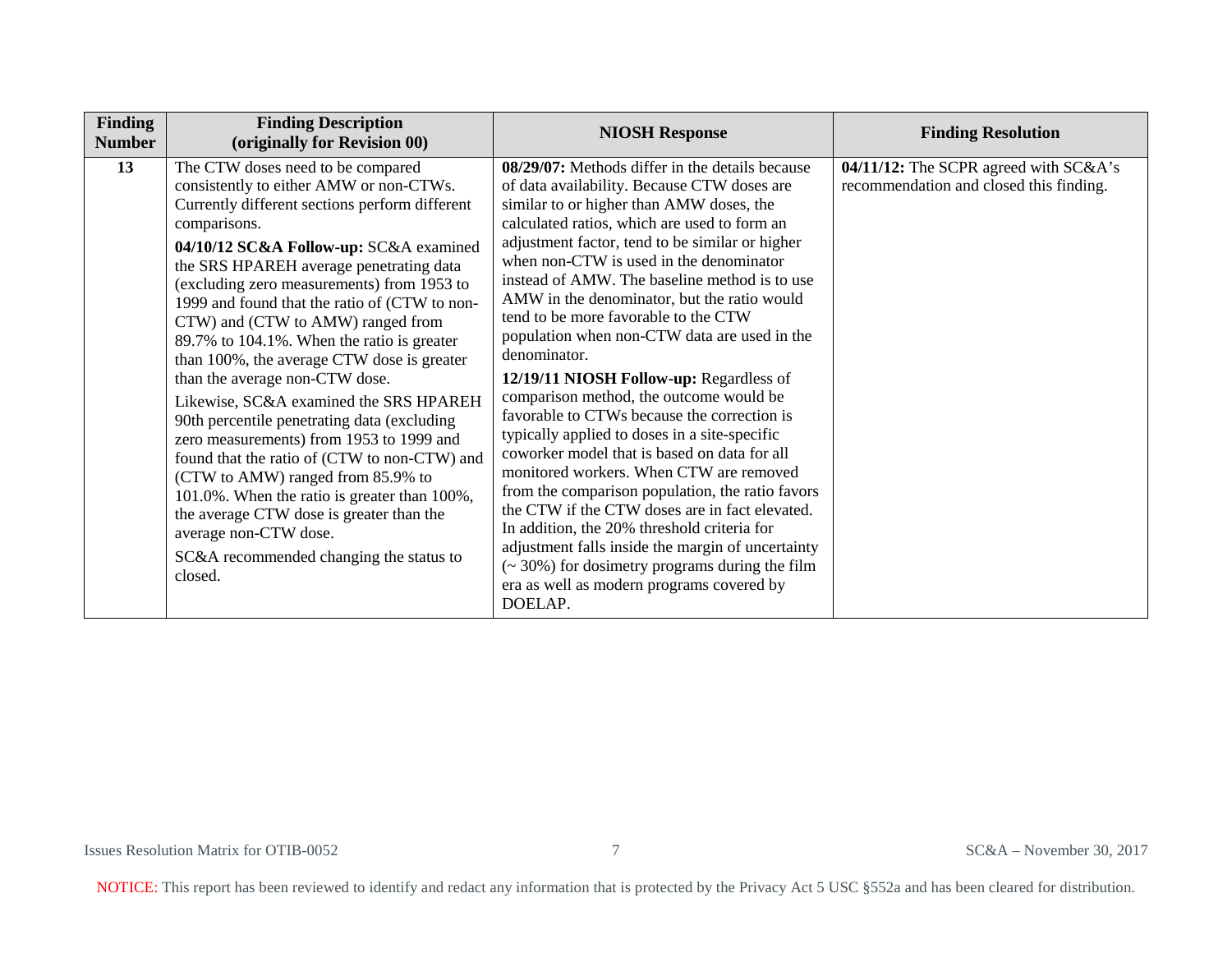| Finding Number | Finding Description (originally for Revision 00) | NIOSH Response | Finding Resolution |
|---|---|---|---|
| 13 | The CTW doses need to be compared consistently to either AMW or non-CTWs. Currently different sections perform different comparisons.<br><br>**04/10/12 SC&A Follow-up:** SC&A examined the SRS HPAREH average penetrating data (excluding zero measurements) from 1953 to 1999 and found that the ratio of (CTW to non-CTW) and (CTW to AMW) ranged from 89.7% to 104.1%. When the ratio is greater than 100%, the average CTW dose is greater than the average non-CTW dose.<br><br>Likewise, SC&A examined the SRS HPAREH 90th percentile penetrating data (excluding zero measurements) from 1953 to 1999 and found that the ratio of (CTW to non-CTW) and (CTW to AMW) ranged from 85.9% to 101.0%. When the ratio is greater than 100%, the average CTW dose is greater than the average non-CTW dose.<br><br>SC&A recommended changing the status to closed. | **08/29/07:** Methods differ in the details because of data availability. Because CTW doses are similar to or higher than AMW doses, the calculated ratios, which are used to form an adjustment factor, tend to be similar or higher when non-CTW is used in the denominator instead of AMW. The baseline method is to use AMW in the denominator, but the ratio would tend to be more favorable to the CTW population when non-CTW data are used in the denominator.<br><br>**12/19/11 NIOSH Follow-up:** Regardless of comparison method, the outcome would be favorable to CTWs because the correction is typically applied to doses in a site-specific coworker model that is based on data for all monitored workers. When CTW are removed from the comparison population, the ratio favors the CTW if the CTW doses are in fact elevated. In addition, the 20% threshold criteria for adjustment falls inside the margin of uncertainty (~ 30%) for dosimetry programs during the film era as well as modern programs covered by DOELAP. | **04/11/12:** The SCPR agreed with SC&A's recommendation and closed this finding. |

NOTICE: This report has been reviewed to identify and redact any information that is protected by the Privacy Act 5 USC §552a and has been cleared for distribution.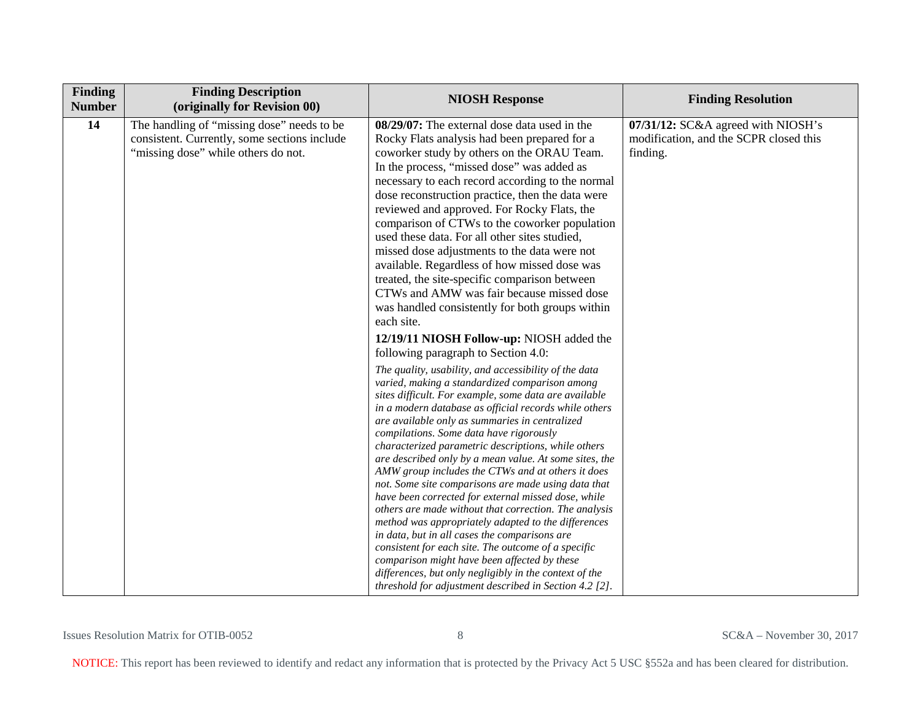| Finding Number | Finding Description (originally for Revision 00) | NIOSH Response | Finding Resolution |
|---|---|---|---|
| 14 | The handling of "missing dose" needs to be consistent. Currently, some sections include "missing dose" while others do not. | **08/29/07:** The external dose data used in the Rocky Flats analysis had been prepared for a coworker study by others on the ORAU Team. In the process, "missed dose" was added as necessary to each record according to the normal dose reconstruction practice, then the data were reviewed and approved. For Rocky Flats, the comparison of CTWs to the coworker population used these data. For all other sites studied, missed dose adjustments to the data were not available. Regardless of how missed dose was treated, the site-specific comparison between CTWs and AMW was fair because missed dose was handled consistently for both groups within each site.<br><br>**12/19/11 NIOSH Follow-up:** NIOSH added the following paragraph to Section 4.0:<br><br>*The quality, usability, and accessibility of the data varied, making a standardized comparison among sites difficult. For example, some data are available in a modern database as official records while others are available only as summaries in centralized compilations. Some data have rigorously characterized parametric descriptions, while others are described only by a mean value. At some sites, the AMW group includes the CTWs and at others it does not. Some site comparisons are made using data that have been corrected for external missed dose, while others are made without that correction. The analysis method was appropriately adapted to the differences in data, but in all cases the comparisons are consistent for each site. The outcome of a specific comparison might have been affected by these differences, but only negligibly in the context of the threshold for adjustment described in Section 4.2 [2].* | **07/31/12:** SC&A agreed with NIOSH's modification, and the SCPR closed this finding. |

NOTICE: This report has been reviewed to identify and redact any information that is protected by the Privacy Act 5 USC §552a and has been cleared for distribution.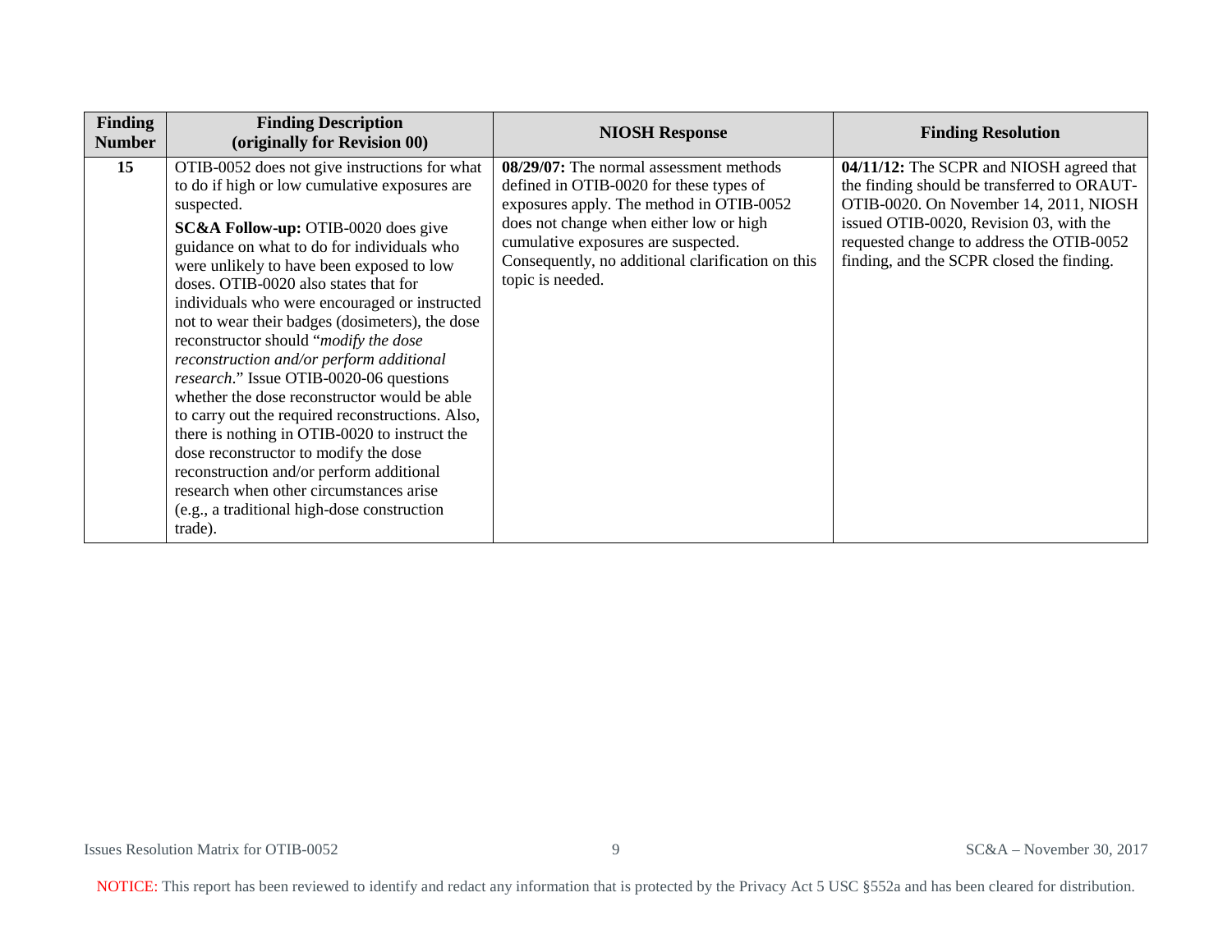| Finding Number | Finding Description (originally for Revision 00) | NIOSH Response | Finding Resolution |
| --- | --- | --- | --- |
| 15 | OTIB-0052 does not give instructions for what to do if high or low cumulative exposures are suspected.<br><br>**SC&A Follow-up:** OTIB-0020 does give guidance on what to do for individuals who were unlikely to have been exposed to low doses. OTIB-0020 also states that for individuals who were encouraged or instructed not to wear their badges (dosimeters), the dose reconstructor should "*modify the dose reconstruction and/or perform additional research*." Issue OTIB-0020-06 questions whether the dose reconstructor would be able to carry out the required reconstructions. Also, there is nothing in OTIB-0020 to instruct the dose reconstructor to modify the dose reconstruction and/or perform additional research when other circumstances arise (e.g., a traditional high-dose construction trade). | **08/29/07:** The normal assessment methods defined in OTIB-0020 for these types of exposures apply. The method in OTIB-0052 does not change when either low or high cumulative exposures are suspected. Consequently, no additional clarification on this topic is needed. | **04/11/12:** The SCPR and NIOSH agreed that the finding should be transferred to ORAUT-OTIB-0020. On November 14, 2011, NIOSH issued OTIB-0020, Revision 03, with the requested change to address the OTIB-0052 finding, and the SCPR closed the finding. |

NOTICE: This report has been reviewed to identify and redact any information that is protected by the Privacy Act 5 USC §552a and has been cleared for distribution.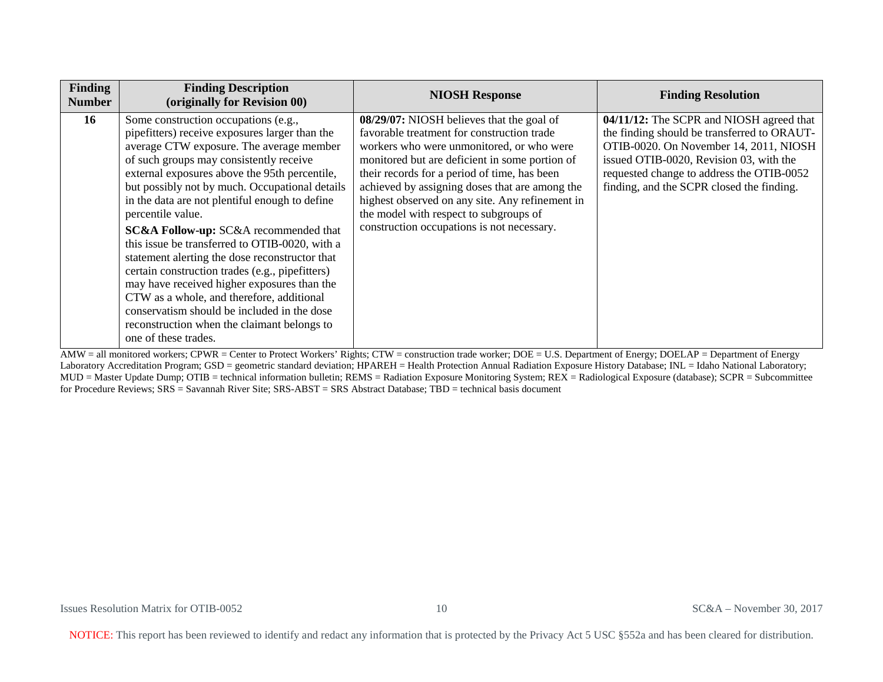| Finding Number | Finding Description (originally for Revision 00) | NIOSH Response | Finding Resolution |
|---|---|---|---|
| **16** | Some construction occupations (e.g., pipefitters) receive exposures larger than the average CTW exposure. The average member of such groups may consistently receive external exposures above the 95th percentile, but possibly not by much. Occupational details in the data are not plentiful enough to define percentile value.<br>**SC&A Follow-up:** SC&A recommended that this issue be transferred to OTIB-0020, with a statement alerting the dose reconstructor that certain construction trades (e.g., pipefitters) may have received higher exposures than the CTW as a whole, and therefore, additional conservatism should be included in the dose reconstruction when the claimant belongs to one of these trades. | **08/29/07:** NIOSH believes that the goal of favorable treatment for construction trade workers who were unmonitored, or who were monitored but are deficient in some portion of their records for a period of time, has been achieved by assigning doses that are among the highest observed on any site. Any refinement in the model with respect to subgroups of construction occupations is not necessary. | **04/11/12:** The SCPR and NIOSH agreed that the finding should be transferred to ORAUT-OTIB-0020. On November 14, 2011, NIOSH issued OTIB-0020, Revision 03, with the requested change to address the OTIB-0052 finding, and the SCPR closed the finding. |

AMW = all monitored workers; CPWR = Center to Protect Workers' Rights; CTW = construction trade worker; DOE = U.S. Department of Energy; DOELAP = Department of Energy Laboratory Accreditation Program; GSD = geometric standard deviation; HPAREH = Health Protection Annual Radiation Exposure History Database; INL = Idaho National Laboratory; MUD = Master Update Dump; OTIB = technical information bulletin; REMS = Radiation Exposure Monitoring System; REX = Radiological Exposure (database); SCPR = Subcommittee for Procedure Reviews; SRS = Savannah River Site; SRS-ABST = SRS Abstract Database; TBD = technical basis document

NOTICE: This report has been reviewed to identify and redact any information that is protected by the Privacy Act 5 USC §552a and has been cleared for distribution.